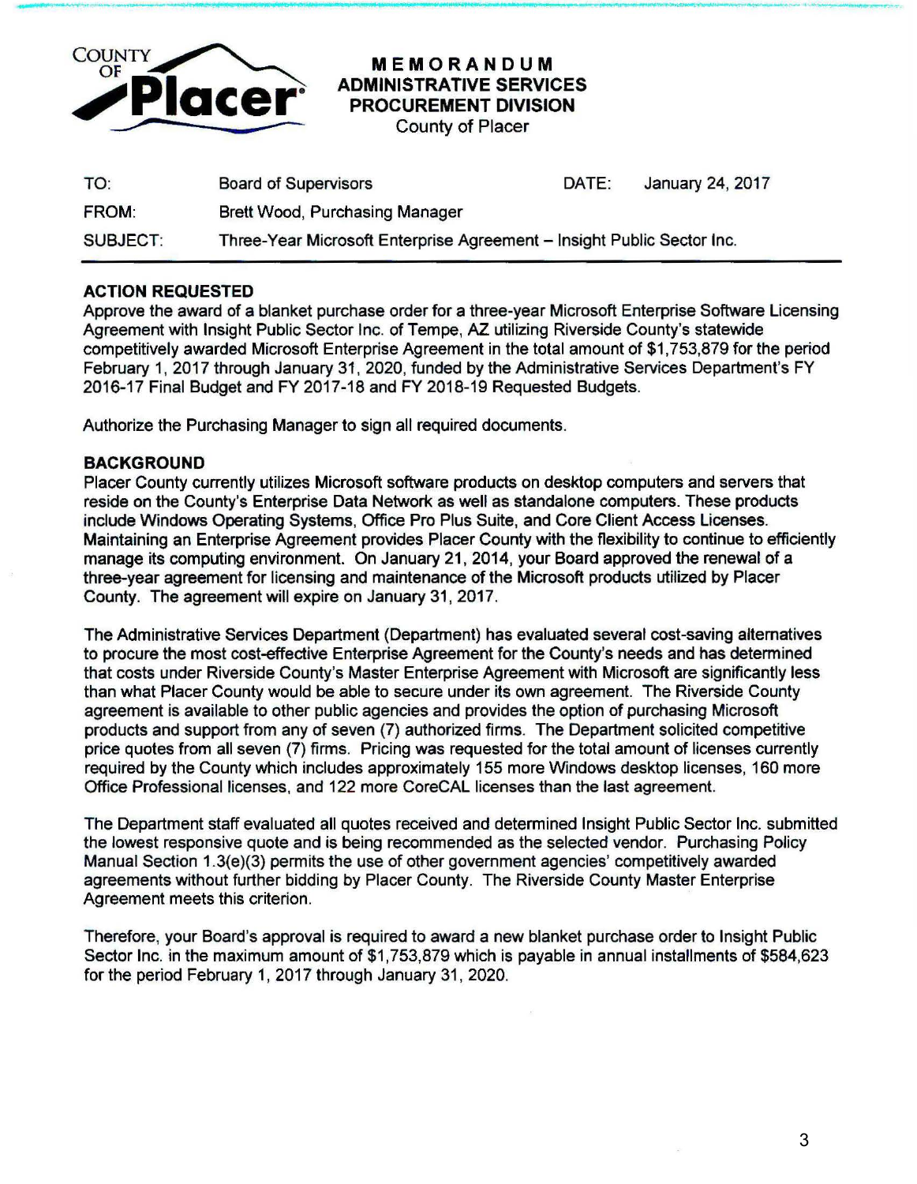COUNTY OF Placer

# MEMORANDUM
## ADMINISTRATIVE SERVICES
## PROCUREMENT DIVISION
County of Placer

| | | | |
|---|---|---|---|
| TO: | Board of Supervisors | DATE: | January 24, 2017 |
| FROM: | Brett Wood, Purchasing Manager | | |
| SUBJECT: | Three-Year Microsoft Enterprise Agreement – Insight Public Sector Inc. | | |

**ACTION REQUESTED**

Approve the award of a blanket purchase order for a three-year Microsoft Enterprise Software Licensing Agreement with Insight Public Sector Inc. of Tempe, AZ utilizing Riverside County's statewide competitively awarded Microsoft Enterprise Agreement in the total amount of $1,753,879 for the period February 1, 2017 through January 31, 2020, funded by the Administrative Services Department's FY 2016-17 Final Budget and FY 2017-18 and FY 2018-19 Requested Budgets.

Authorize the Purchasing Manager to sign all required documents.

**BACKGROUND**

Placer County currently utilizes Microsoft software products on desktop computers and servers that reside on the County's Enterprise Data Network as well as standalone computers. These products include Windows Operating Systems, Office Pro Plus Suite, and Core Client Access Licenses. Maintaining an Enterprise Agreement provides Placer County with the flexibility to continue to efficiently manage its computing environment. On January 21, 2014, your Board approved the renewal of a three-year agreement for licensing and maintenance of the Microsoft products utilized by Placer County. The agreement will expire on January 31, 2017.

The Administrative Services Department (Department) has evaluated several cost-saving alternatives to procure the most cost-effective Enterprise Agreement for the County's needs and has determined that costs under Riverside County's Master Enterprise Agreement with Microsoft are significantly less than what Placer County would be able to secure under its own agreement. The Riverside County agreement is available to other public agencies and provides the option of purchasing Microsoft products and support from any of seven (7) authorized firms. The Department solicited competitive price quotes from all seven (7) firms. Pricing was requested for the total amount of licenses currently required by the County which includes approximately 155 more Windows desktop licenses, 160 more Office Professional licenses, and 122 more CoreCAL licenses than the last agreement.

The Department staff evaluated all quotes received and determined Insight Public Sector Inc. submitted the lowest responsive quote and is being recommended as the selected vendor. Purchasing Policy Manual Section 1.3(e)(3) permits the use of other government agencies' competitively awarded agreements without further bidding by Placer County. The Riverside County Master Enterprise Agreement meets this criterion.

Therefore, your Board's approval is required to award a new blanket purchase order to Insight Public Sector Inc. in the maximum amount of $1,753,879 which is payable in annual installments of $584,623 for the period February 1, 2017 through January 31, 2020.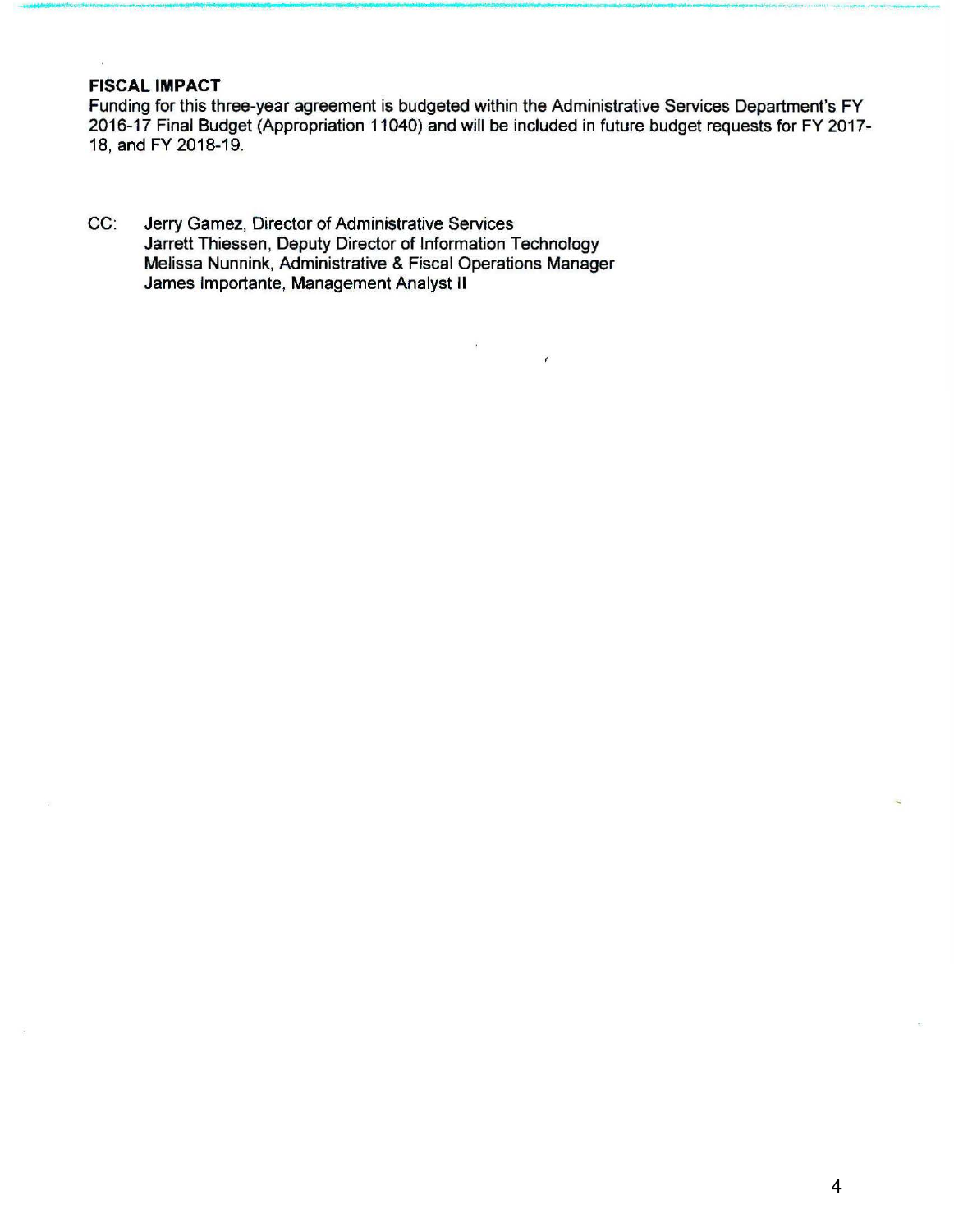**FISCAL IMPACT**

Funding for this three-year agreement is budgeted within the Administrative Services Department's FY 2016-17 Final Budget (Appropriation 11040) and will be included in future budget requests for FY 2017-18, and FY 2018-19.

CC: Jerry Gamez, Director of Administrative Services
Jarrett Thiessen, Deputy Director of Information Technology
Melissa Nunnink, Administrative & Fiscal Operations Manager
James Importante, Management Analyst II